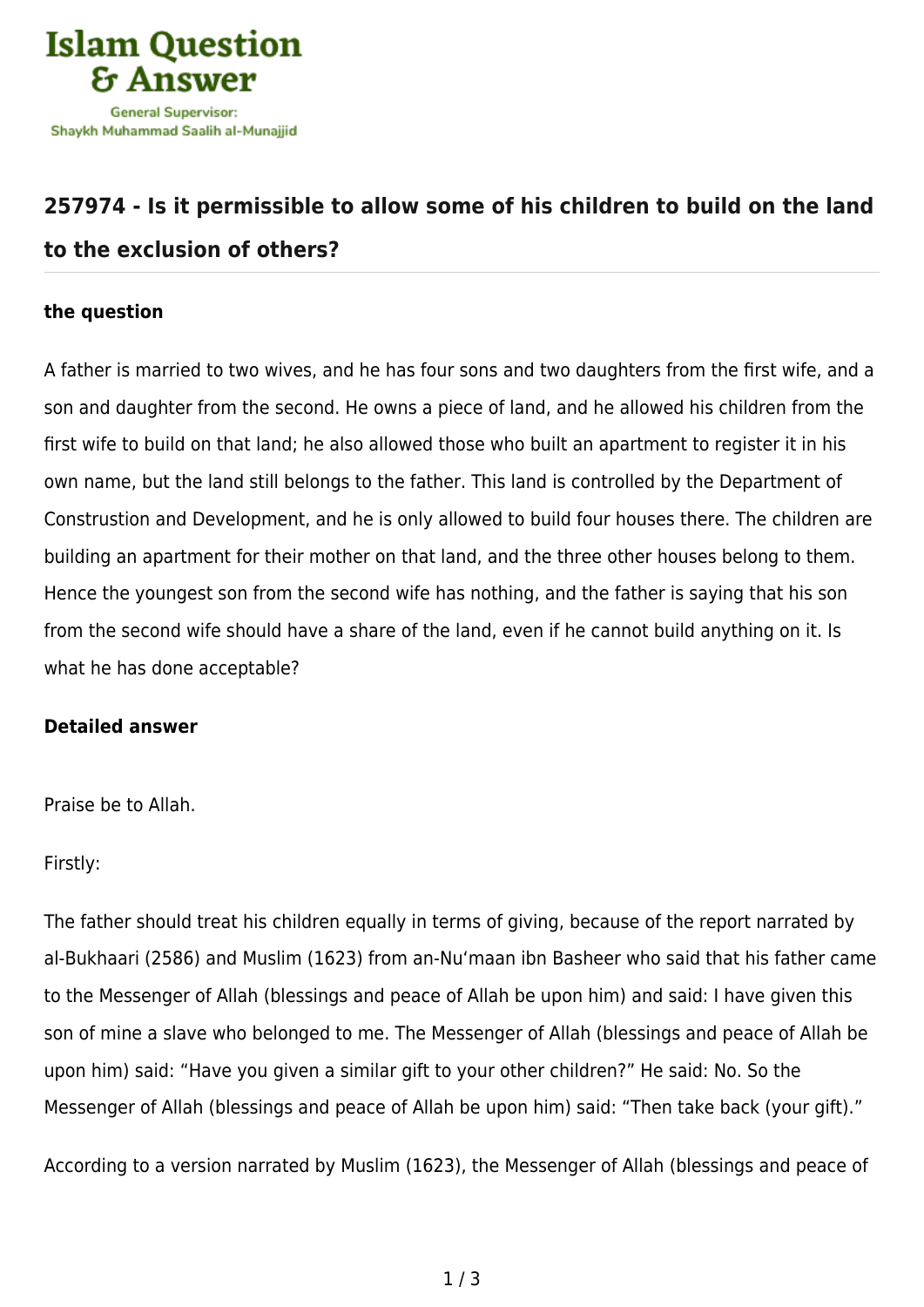# 257974 - Is it permissible to allow some of his children to build on the land to the exclusion of others?

### the question

A father is married to two wives, and he has four sons and two daughters from the first wife, and a son and daughter from the second. He owns a piece of land, and he allowed his children from the first wife to build on that land; he also allowed those who built an apartment to register it in his own name, but the land still belongs to the father. This land is controlled by the Department of Constrution and Development, and he is only allowed to build four houses there. The children are building an apartment for their mother on that land, and the three other houses belong to them. Hence the youngest son from the second wife has nothing, and the father is saying that his son from the second wife should have a share of the land, even if he cannot build anything on it. Is what he has done acceptable?

### Detailed answer

Praise be to Allah.

Firstly:

The father should treat his children equally in terms of giving, because of the report narrated by al-Bukhaari (2586) and Muslim (1623) from an-Nu‘maan ibn Basheer who said that his father came to the Messenger of Allah (blessings and peace of Allah be upon him) and said: I have given this son of mine a slave who belonged to me. The Messenger of Allah (blessings and peace of Allah be upon him) said: “Have you given a similar gift to your other children?” He said: No. So the Messenger of Allah (blessings and peace of Allah be upon him) said: “Then take back (your gift).”

According to a version narrated by Muslim (1623), the Messenger of Allah (blessings and peace of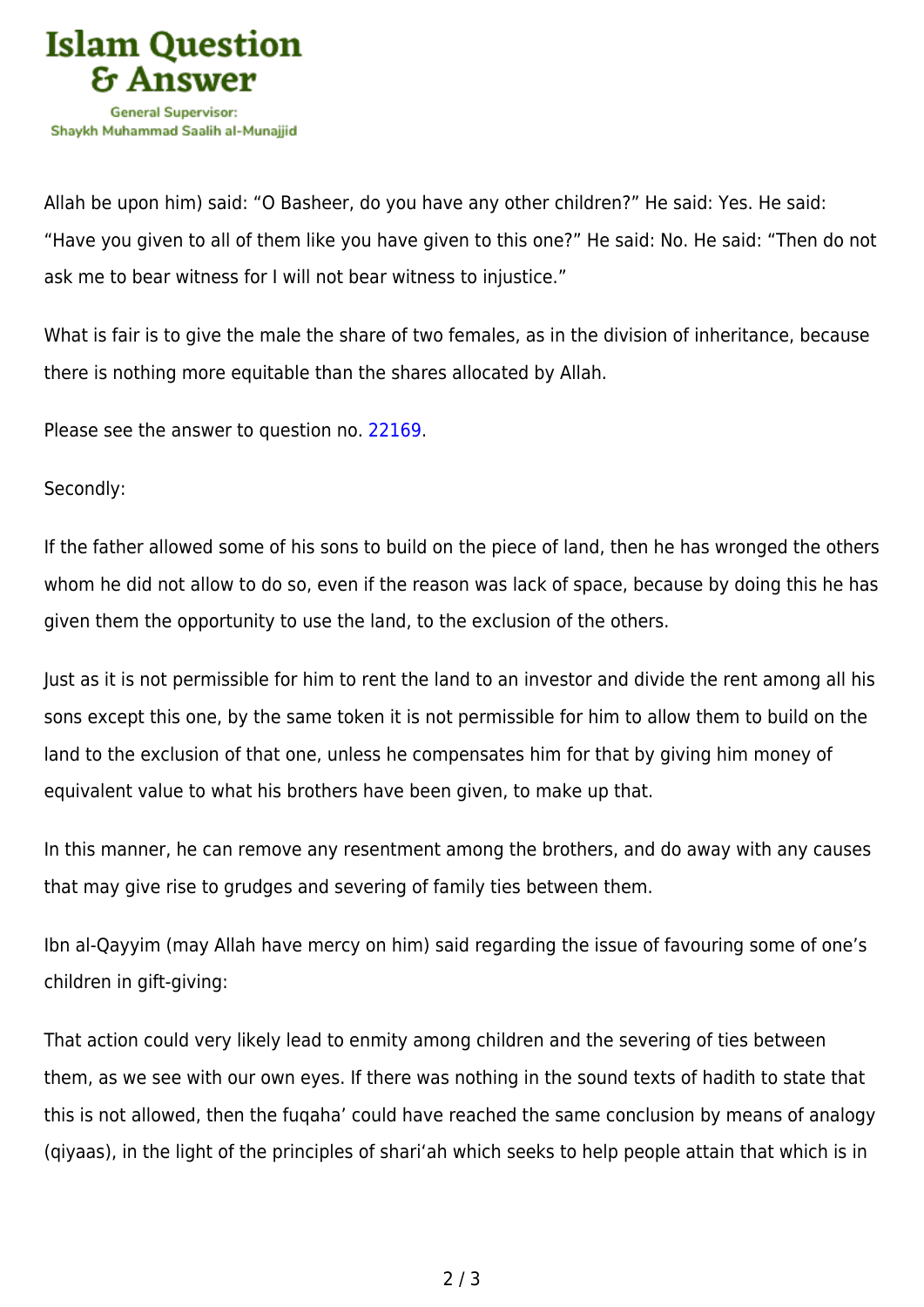Allah be upon him) said: "O Basheer, do you have any other children?" He said: Yes. He said: "Have you given to all of them like you have given to this one?" He said: No. He said: "Then do not ask me to bear witness for I will not bear witness to injustice."

What is fair is to give the male the share of two females, as in the division of inheritance, because there is nothing more equitable than the shares allocated by Allah.

Please see the answer to question no. 22169.

Secondly:

If the father allowed some of his sons to build on the piece of land, then he has wronged the others whom he did not allow to do so, even if the reason was lack of space, because by doing this he has given them the opportunity to use the land, to the exclusion of the others.

Just as it is not permissible for him to rent the land to an investor and divide the rent among all his sons except this one, by the same token it is not permissible for him to allow them to build on the land to the exclusion of that one, unless he compensates him for that by giving him money of equivalent value to what his brothers have been given, to make up that.

In this manner, he can remove any resentment among the brothers, and do away with any causes that may give rise to grudges and severing of family ties between them.

Ibn al-Qayyim (may Allah have mercy on him) said regarding the issue of favouring some of one's children in gift-giving:

That action could very likely lead to enmity among children and the severing of ties between them, as we see with our own eyes. If there was nothing in the sound texts of hadith to state that this is not allowed, then the fuqaha' could have reached the same conclusion by means of analogy (qiyaas), in the light of the principles of shari'ah which seeks to help people attain that which is in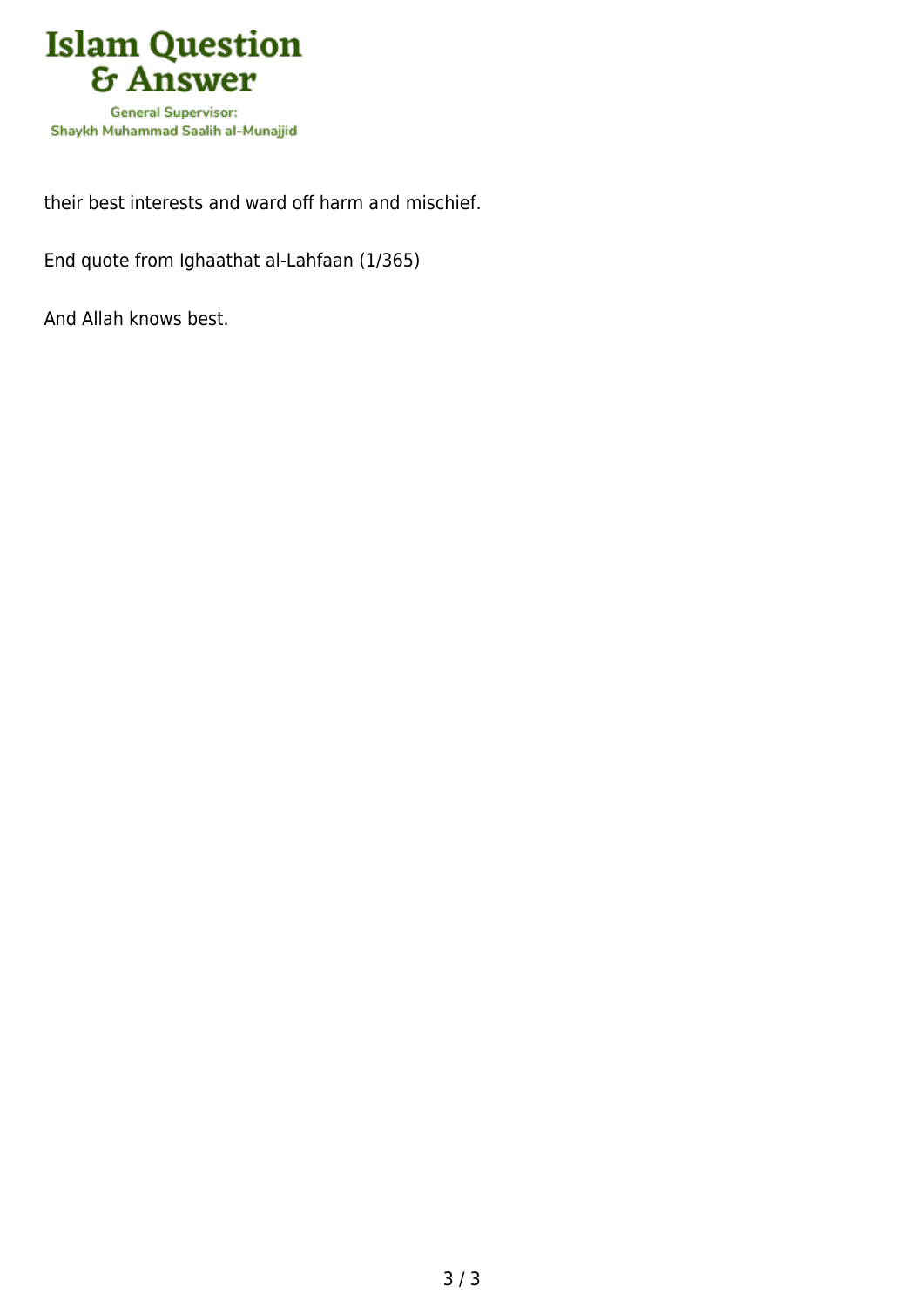their best interests and ward off harm and mischief.

End quote from Ighaathat al-Lahfaan (1/365)

And Allah knows best.